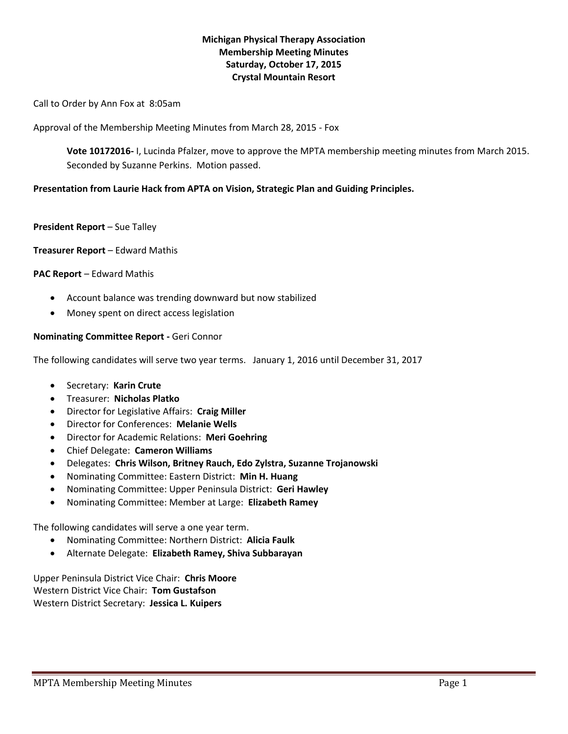**Michigan Physical Therapy Association**
**Membership Meeting Minutes**
**Saturday, October 17, 2015**
**Crystal Mountain Resort**

Call to Order by Ann Fox at 8:05am

Approval of the Membership Meeting Minutes from March 28, 2015 - Fox

> **Vote 10172016-** I, Lucinda Pfalzer, move to approve the MPTA membership meeting minutes from March 2015. Seconded by Suzanne Perkins. Motion passed.

**Presentation from Laurie Hack from APTA on Vision, Strategic Plan and Guiding Principles.**

**President Report** – Sue Talley

**Treasurer Report** – Edward Mathis

**PAC Report** – Edward Mathis

- Account balance was trending downward but now stabilized
- Money spent on direct access legislation

**Nominating Committee Report -** Geri Connor

The following candidates will serve two year terms. January 1, 2016 until December 31, 2017

- Secretary: **Karin Crute**
- Treasurer: **Nicholas Platko**
- Director for Legislative Affairs: **Craig Miller**
- Director for Conferences: **Melanie Wells**
- Director for Academic Relations: **Meri Goehring**
- Chief Delegate: **Cameron Williams**
- Delegates: **Chris Wilson, Britney Rauch, Edo Zylstra, Suzanne Trojanowski**
- Nominating Committee: Eastern District: **Min H. Huang**
- Nominating Committee: Upper Peninsula District: **Geri Hawley**
- Nominating Committee: Member at Large: **Elizabeth Ramey**

The following candidates will serve a one year term.

- Nominating Committee: Northern District: **Alicia Faulk**
- Alternate Delegate: **Elizabeth Ramey, Shiva Subbarayan**

Upper Peninsula District Vice Chair: **Chris Moore**
Western District Vice Chair: **Tom Gustafson**
Western District Secretary: **Jessica L. Kuipers**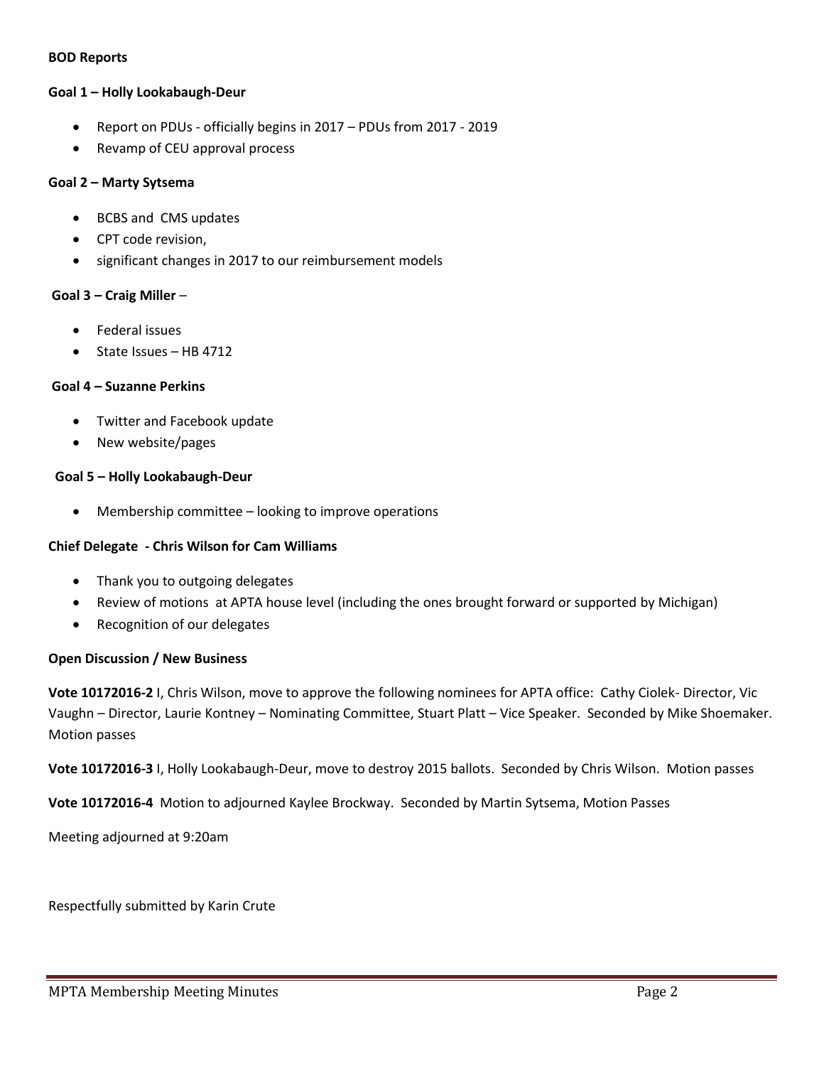**BOD Reports**

**Goal 1 – Holly Lookabaugh-Deur**

- Report on PDUs - officially begins in 2017 – PDUs from 2017 - 2019
- Revamp of CEU approval process

**Goal 2 – Marty Sytsema**

- BCBS and CMS updates
- CPT code revision,
- significant changes in 2017 to our reimbursement models

**Goal 3 – Craig Miller** –

- Federal issues
- State Issues – HB 4712

**Goal 4 – Suzanne Perkins**

- Twitter and Facebook update
- New website/pages

**Goal 5 – Holly Lookabaugh-Deur**

- Membership committee – looking to improve operations

**Chief Delegate - Chris Wilson for Cam Williams**

- Thank you to outgoing delegates
- Review of motions at APTA house level (including the ones brought forward or supported by Michigan)
- Recognition of our delegates

**Open Discussion / New Business**

**Vote 10172016-2** I, Chris Wilson, move to approve the following nominees for APTA office: Cathy Ciolek- Director, Vic Vaughn – Director, Laurie Kontney – Nominating Committee, Stuart Platt – Vice Speaker. Seconded by Mike Shoemaker. Motion passes

**Vote 10172016-3** I, Holly Lookabaugh-Deur, move to destroy 2015 ballots. Seconded by Chris Wilson. Motion passes

**Vote 10172016-4** Motion to adjourned Kaylee Brockway. Seconded by Martin Sytsema, Motion Passes

Meeting adjourned at 9:20am

Respectfully submitted by Karin Crute